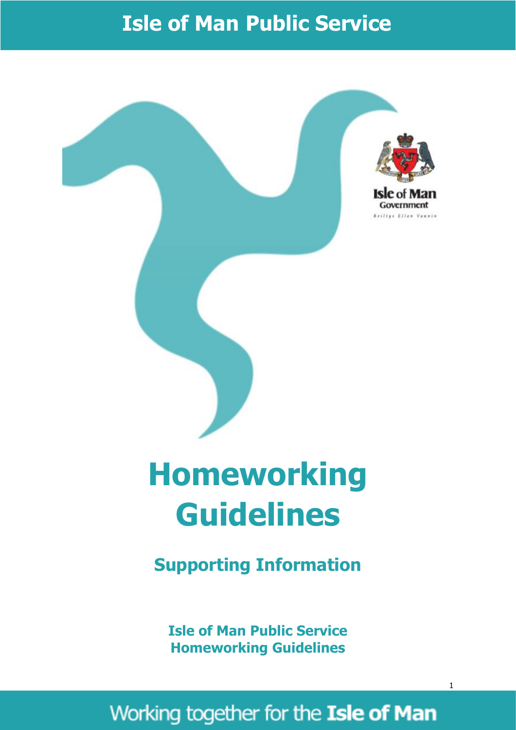# Homeworking Guidelines

## Supporting Information

**Isle of Man Public Service**
**Homeworking Guidelines**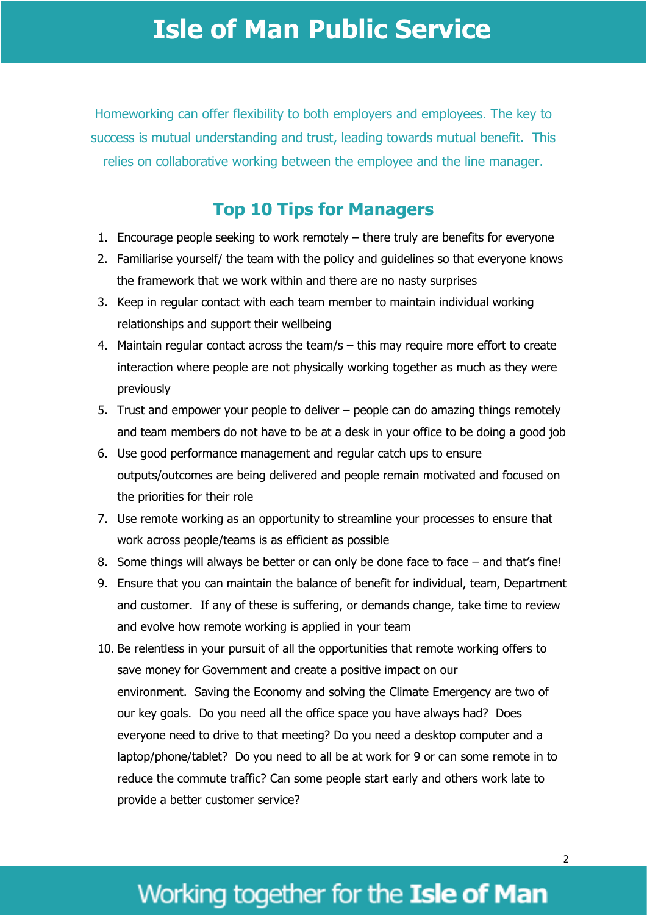# Isle of Man Public Service

Homeworking can offer flexibility to both employers and employees. The key to success is mutual understanding and trust, leading towards mutual benefit. This relies on collaborative working between the employee and the line manager.

## Top 10 Tips for Managers

1. Encourage people seeking to work remotely – there truly are benefits for everyone
2. Familiarise yourself/ the team with the policy and guidelines so that everyone knows the framework that we work within and there are no nasty surprises
3. Keep in regular contact with each team member to maintain individual working relationships and support their wellbeing
4. Maintain regular contact across the team/s – this may require more effort to create interaction where people are not physically working together as much as they were previously
5. Trust and empower your people to deliver – people can do amazing things remotely and team members do not have to be at a desk in your office to be doing a good job
6. Use good performance management and regular catch ups to ensure outputs/outcomes are being delivered and people remain motivated and focused on the priorities for their role
7. Use remote working as an opportunity to streamline your processes to ensure that work across people/teams is as efficient as possible
8. Some things will always be better or can only be done face to face – and that's fine!
9. Ensure that you can maintain the balance of benefit for individual, team, Department and customer. If any of these is suffering, or demands change, take time to review and evolve how remote working is applied in your team
10. Be relentless in your pursuit of all the opportunities that remote working offers to save money for Government and create a positive impact on our environment. Saving the Economy and solving the Climate Emergency are two of our key goals. Do you need all the office space you have always had? Does everyone need to drive to that meeting? Do you need a desktop computer and a laptop/phone/tablet? Do you need to all be at work for 9 or can some remote in to reduce the commute traffic? Can some people start early and others work late to provide a better customer service?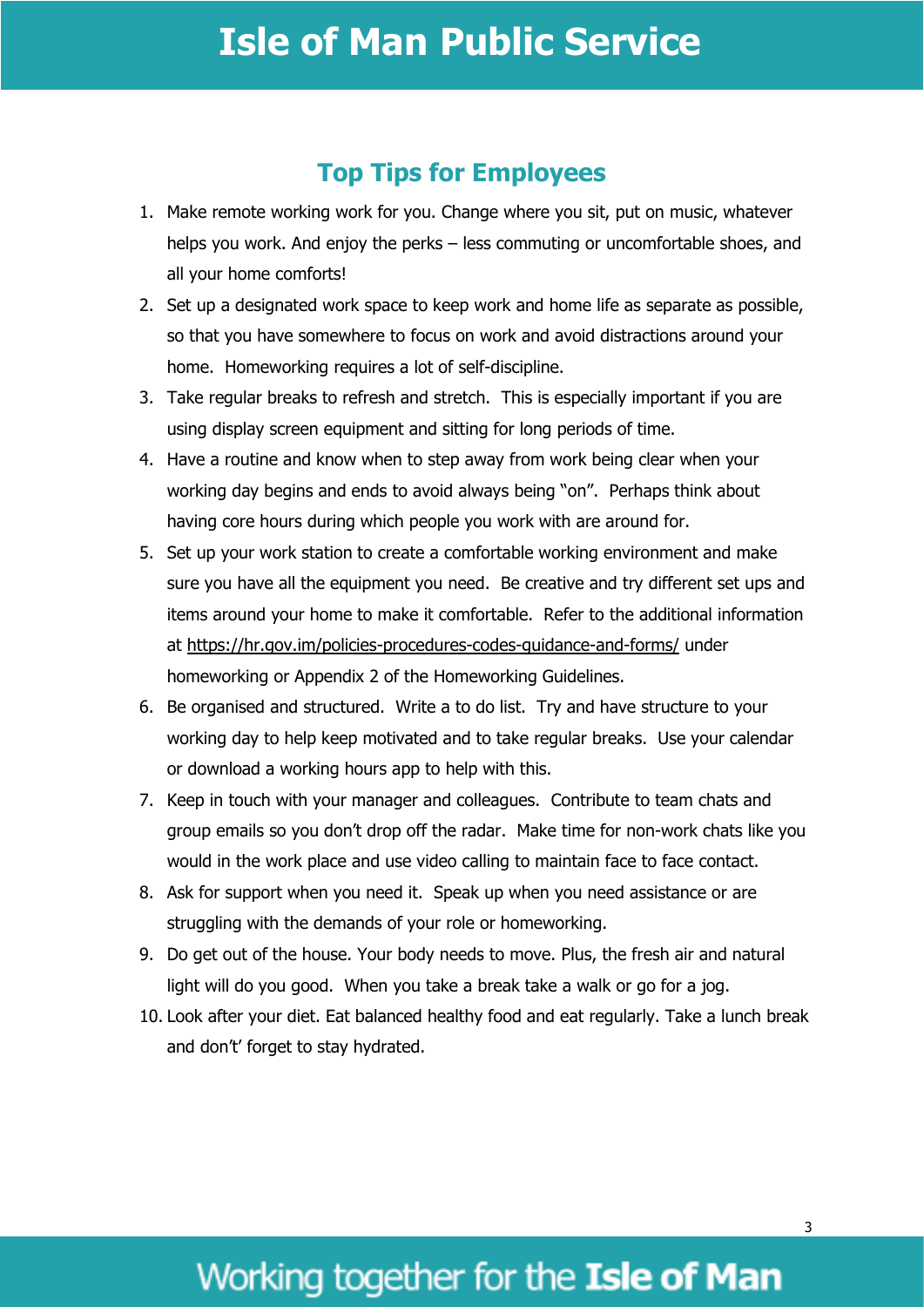## Top Tips for Employees

1. Make remote working work for you. Change where you sit, put on music, whatever helps you work. And enjoy the perks – less commuting or uncomfortable shoes, and all your home comforts!
2. Set up a designated work space to keep work and home life as separate as possible, so that you have somewhere to focus on work and avoid distractions around your home. Homeworking requires a lot of self-discipline.
3. Take regular breaks to refresh and stretch. This is especially important if you are using display screen equipment and sitting for long periods of time.
4. Have a routine and know when to step away from work being clear when your working day begins and ends to avoid always being "on". Perhaps think about having core hours during which people you work with are around for.
5. Set up your work station to create a comfortable working environment and make sure you have all the equipment you need. Be creative and try different set ups and items around your home to make it comfortable. Refer to the additional information at https://hr.gov.im/policies-procedures-codes-guidance-and-forms/ under homeworking or Appendix 2 of the Homeworking Guidelines.
6. Be organised and structured. Write a to do list. Try and have structure to your working day to help keep motivated and to take regular breaks. Use your calendar or download a working hours app to help with this.
7. Keep in touch with your manager and colleagues. Contribute to team chats and group emails so you don't drop off the radar. Make time for non-work chats like you would in the work place and use video calling to maintain face to face contact.
8. Ask for support when you need it. Speak up when you need assistance or are struggling with the demands of your role or homeworking.
9. Do get out of the house. Your body needs to move. Plus, the fresh air and natural light will do you good. When you take a break take a walk or go for a jog.
10. Look after your diet. Eat balanced healthy food and eat regularly. Take a lunch break and don't' forget to stay hydrated.